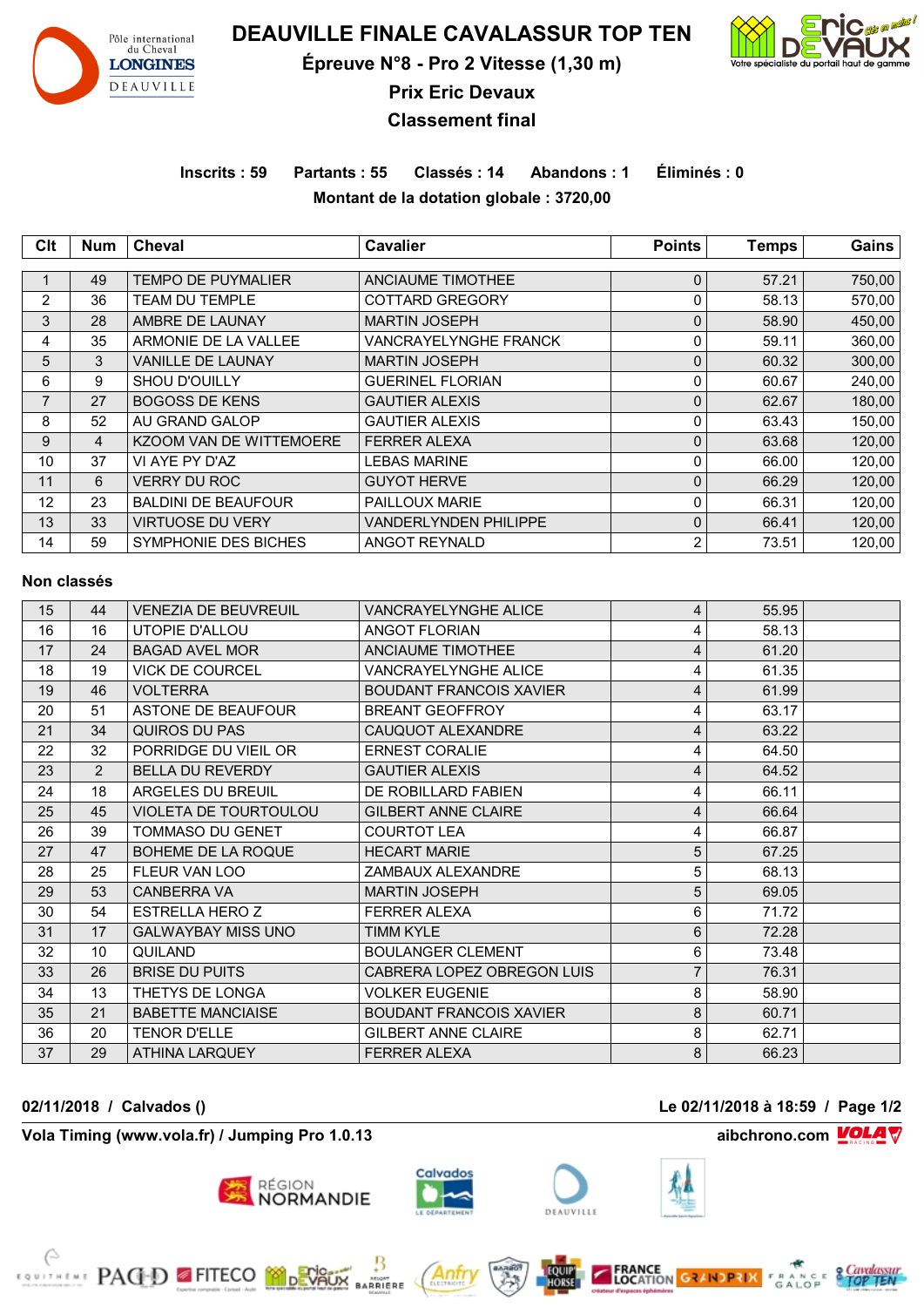# DEAUVILLE FINALE CAVALASSUR TOP TEN

## Épreuve N°8 - Pro 2 Vitesse (1,30 m)

## Prix Eric Devaux

## Classement final

**Inscrits : 59 Partants : 55 Classés : 14 Abandons : 1 Éliminés : 0**

**Montant de la dotation globale : 3720,00**

| Clt | Num | Cheval | Cavalier | Points | Temps | Gains |
|---|---|---|---|---|---|---|
| 1 | 49 | TEMPO DE PUYMALIER | ANCIAUME TIMOTHEE | 0 | 57.21 | 750,00 |
| 2 | 36 | TEAM DU TEMPLE | COTTARD GREGORY | 0 | 58.13 | 570,00 |
| 3 | 28 | AMBRE DE LAUNAY | MARTIN JOSEPH | 0 | 58.90 | 450,00 |
| 4 | 35 | ARMONIE DE LA VALLEE | VANCRAYELYNGHE FRANCK | 0 | 59.11 | 360,00 |
| 5 | 3 | VANILLE DE LAUNAY | MARTIN JOSEPH | 0 | 60.32 | 300,00 |
| 6 | 9 | SHOU D'OUILLY | GUERINEL FLORIAN | 0 | 60.67 | 240,00 |
| 7 | 27 | BOGOSS DE KENS | GAUTIER ALEXIS | 0 | 62.67 | 180,00 |
| 8 | 52 | AU GRAND GALOP | GAUTIER ALEXIS | 0 | 63.43 | 150,00 |
| 9 | 4 | KZOOM VAN DE WITTEMOERE | FERRER ALEXA | 0 | 63.68 | 120,00 |
| 10 | 37 | VI AYE PY D'AZ | LEBAS MARINE | 0 | 66.00 | 120,00 |
| 11 | 6 | VERRY DU ROC | GUYOT HERVE | 0 | 66.29 | 120,00 |
| 12 | 23 | BALDINI DE BEAUFOUR | PAILLOUX MARIE | 0 | 66.31 | 120,00 |
| 13 | 33 | VIRTUOSE DU VERY | VANDERLYNDEN PHILIPPE | 0 | 66.41 | 120,00 |
| 14 | 59 | SYMPHONIE DES BICHES | ANGOT REYNALD | 2 | 73.51 | 120,00 |

**Non classés**

| Clt | Num | Cheval | Cavalier | Points | Temps | Gains |
|---|---|---|---|---|---|---|
| 15 | 44 | VENEZIA DE BEUVREUIL | VANCRAYELYNGHE ALICE | 4 | 55.95 | |
| 16 | 16 | UTOPIE D'ALLOU | ANGOT FLORIAN | 4 | 58.13 | |
| 17 | 24 | BAGAD AVEL MOR | ANCIAUME TIMOTHEE | 4 | 61.20 | |
| 18 | 19 | VICK DE COURCEL | VANCRAYELYNGHE ALICE | 4 | 61.35 | |
| 19 | 46 | VOLTERRA | BOUDANT FRANCOIS XAVIER | 4 | 61.99 | |
| 20 | 51 | ASTONE DE BEAUFOUR | BREANT GEOFFROY | 4 | 63.17 | |
| 21 | 34 | QUIROS DU PAS | CAUQUOT ALEXANDRE | 4 | 63.22 | |
| 22 | 32 | PORRIDGE DU VIEIL OR | ERNEST CORALIE | 4 | 64.50 | |
| 23 | 2 | BELLA DU REVERDY | GAUTIER ALEXIS | 4 | 64.52 | |
| 24 | 18 | ARGELES DU BREUIL | DE ROBILLARD FABIEN | 4 | 66.11 | |
| 25 | 45 | VIOLETA DE TOURTOULOU | GILBERT ANNE CLAIRE | 4 | 66.64 | |
| 26 | 39 | TOMMASO DU GENET | COURTOT LEA | 4 | 66.87 | |
| 27 | 47 | BOHEME DE LA ROQUE | HECART MARIE | 5 | 67.25 | |
| 28 | 25 | FLEUR VAN LOO | ZAMBAUX ALEXANDRE | 5 | 68.13 | |
| 29 | 53 | CANBERRA VA | MARTIN JOSEPH | 5 | 69.05 | |
| 30 | 54 | ESTRELLA HERO Z | FERRER ALEXA | 6 | 71.72 | |
| 31 | 17 | GALWAYBAY MISS UNO | TIMM KYLE | 6 | 72.28 | |
| 32 | 10 | QUILAND | BOULANGER CLEMENT | 6 | 73.48 | |
| 33 | 26 | BRISE DU PUITS | CABRERA LOPEZ OBREGON LUIS | 7 | 76.31 | |
| 34 | 13 | THETYS DE LONGA | VOLKER EUGENIE | 8 | 58.90 | |
| 35 | 21 | BABETTE MANCIAISE | BOUDANT FRANCOIS XAVIER | 8 | 60.71 | |
| 36 | 20 | TENOR D'ELLE | GILBERT ANNE CLAIRE | 8 | 62.71 | |
| 37 | 29 | ATHINA LARQUEY | FERRER ALEXA | 8 | 66.23 | |

**02/11/2018 / Calvados ()** **Le 02/11/2018 à 18:59**

**Vola Timing (www.vola.fr) / Jumping Pro 1.0.13** **aibchrono.com**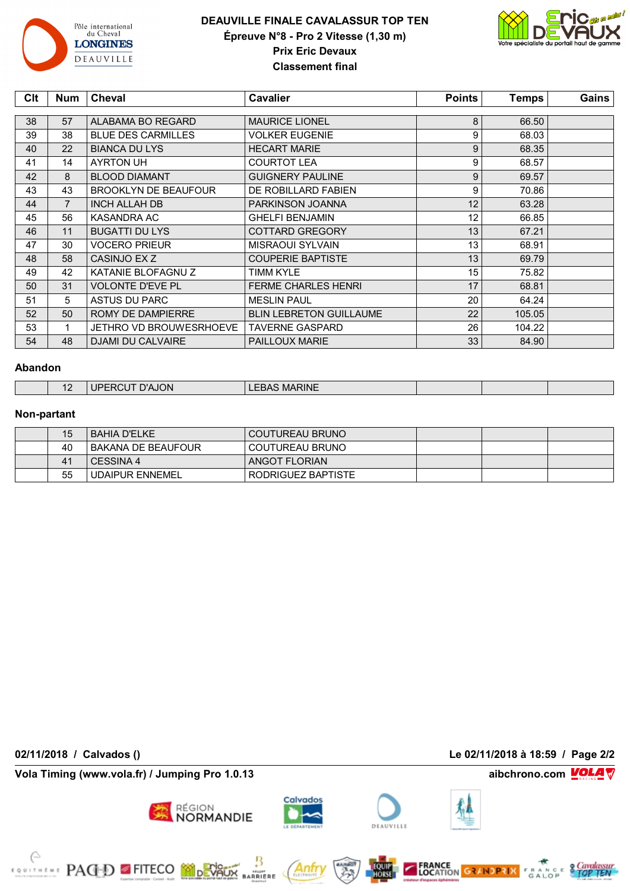# DEAUVILLE FINALE CAVALASSUR TOP TEN

**Épreuve N°8 - Pro 2 Vitesse (1,30 m)**

**Prix Eric Devaux**

**Classement final**

| Clt | Num | Cheval | Cavalier | Points | Temps | Gains |
|---|---|---|---|---|---|---|
| 38 | 57 | ALABAMA BO REGARD | MAURICE LIONEL | 8 | 66.50 | |
| 39 | 38 | BLUE DES CARMILLES | VOLKER EUGENIE | 9 | 68.03 | |
| 40 | 22 | BIANCA DU LYS | HECART MARIE | 9 | 68.35 | |
| 41 | 14 | AYRTON UH | COURTOT LEA | 9 | 68.57 | |
| 42 | 8 | BLOOD DIAMANT | GUIGNERY PAULINE | 9 | 69.57 | |
| 43 | 43 | BROOKLYN DE BEAUFOUR | DE ROBILLARD FABIEN | 9 | 70.86 | |
| 44 | 7 | INCH ALLAH DB | PARKINSON JOANNA | 12 | 63.28 | |
| 45 | 56 | KASANDRA AC | GHELFI BENJAMIN | 12 | 66.85 | |
| 46 | 11 | BUGATTI DU LYS | COTTARD GREGORY | 13 | 67.21 | |
| 47 | 30 | VOCERO PRIEUR | MISRAOUI SYLVAIN | 13 | 68.91 | |
| 48 | 58 | CASINJO EX Z | COUPERIE BAPTISTE | 13 | 69.79 | |
| 49 | 42 | KATANIE BLOFAGNU Z | TIMM KYLE | 15 | 75.82 | |
| 50 | 31 | VOLONTE D'EVE PL | FERME CHARLES HENRI | 17 | 68.81 | |
| 51 | 5 | ASTUS DU PARC | MESLIN PAUL | 20 | 64.24 | |
| 52 | 50 | ROMY DE DAMPIERRE | BLIN LEBRETON GUILLAUME | 22 | 105.05 | |
| 53 | 1 | JETHRO VD BROUWESRHOEVE | TAVERNE GASPARD | 26 | 104.22 | |
| 54 | 48 | DJAMI DU CALVAIRE | PAILLOUX MARIE | 33 | 84.90 | |

## Abandon

| | | | | | | |
|---|---|---|---|---|---|---|
| | 12 | UPERCUT D'AJON | LEBAS MARINE | | | |

## Non-partant

| | | | | | | |
|---|---|---|---|---|---|---|
| | 15 | BAHIA D'ELKE | COUTUREAU BRUNO | | | |
| | 40 | BAKANA DE BEAUFOUR | COUTUREAU BRUNO | | | |
| | 41 | CESSINA 4 | ANGOT FLORIAN | | | |
| | 55 | UDAIPUR ENNEMEL | RODRIGUEZ BAPTISTE | | | |

**02/11/2018 / Calvados ()** **Le 02/11/2018 à 18:59**

**Vola Timing (www.vola.fr) / Jumping Pro 1.0.13** **aibchrono.com**